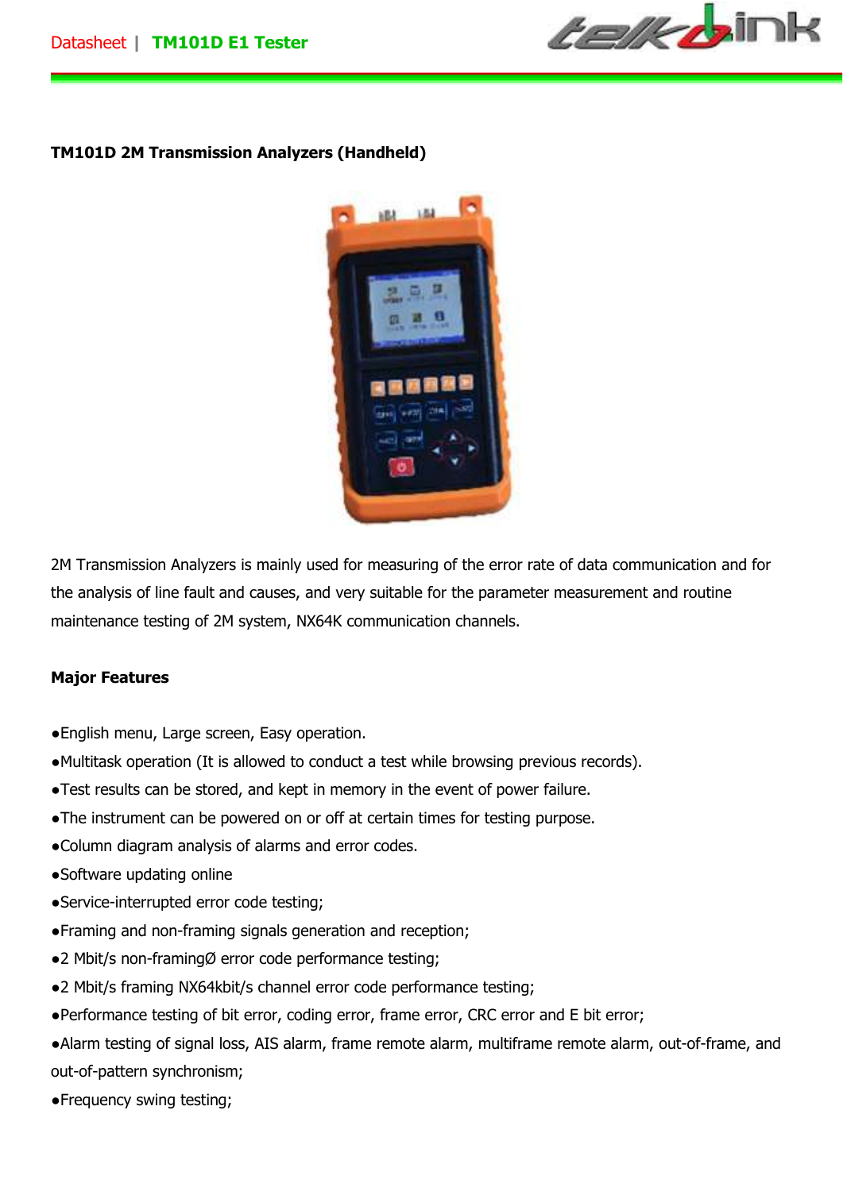### TM101D 2M Transmission Analyzers (Handheld)

2M Transmission Analyzers is mainly used for measuring of the error rate of data communication and for the analysis of line fault and causes, and very suitable for the parameter measurement and routine maintenance testing of 2M system, NX64K communication channels.

### Major Features

●English menu, Large screen, Easy operation.

●Multitask operation (It is allowed to conduct a test while browsing previous records).

●Test results can be stored, and kept in memory in the event of power failure.

●The instrument can be powered on or off at certain times for testing purpose.

●Column diagram analysis of alarms and error codes.

●Software updating online

●Service-interrupted error code testing;

●Framing and non-framing signals generation and reception;

●2 Mbit/s non-framingØ error code performance testing;

●2 Mbit/s framing NX64kbit/s channel error code performance testing;

●Performance testing of bit error, coding error, frame error, CRC error and E bit error;

●Alarm testing of signal loss, AIS alarm, frame remote alarm, multiframe remote alarm, out-of-frame, and out-of-pattern synchronism;

●Frequency swing testing;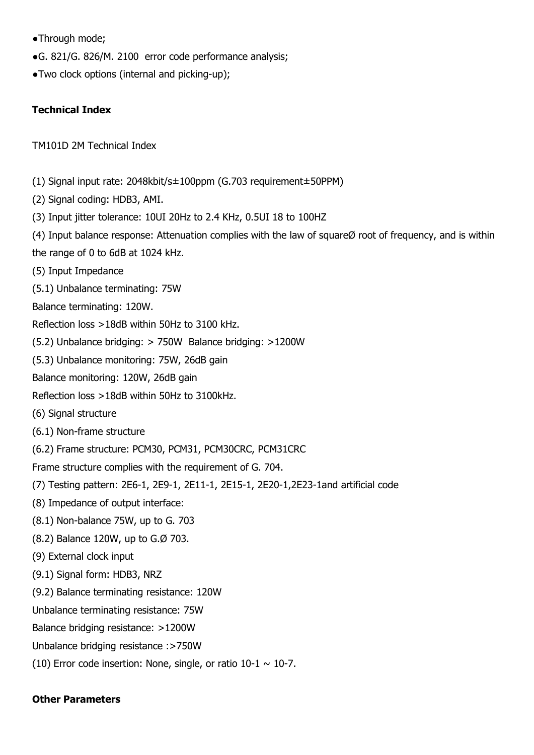●Through mode;

●G. 821/G. 826/M. 2100  error code performance analysis;

●Two clock options (internal and picking-up);

**Technical Index**

TM101D 2M Technical Index

(1) Signal input rate: 2048kbit/s±100ppm (G.703 requirement±50PPM)

(2) Signal coding: HDB3, AMI.

(3) Input jitter tolerance: 10UI 20Hz to 2.4 KHz, 0.5UI 18 to 100HZ

(4) Input balance response: Attenuation complies with the law of squareØ root of frequency, and is within the range of 0 to 6dB at 1024 kHz.

(5) Input Impedance

(5.1) Unbalance terminating: 75W

Balance terminating: 120W.

Reflection loss >18dB within 50Hz to 3100 kHz.

(5.2) Unbalance bridging: > 750W  Balance bridging: >1200W

(5.3) Unbalance monitoring: 75W, 26dB gain

Balance monitoring: 120W, 26dB gain

Reflection loss >18dB within 50Hz to 3100kHz.

(6) Signal structure

(6.1) Non-frame structure

(6.2) Frame structure: PCM30, PCM31, PCM30CRC, PCM31CRC

Frame structure complies with the requirement of G. 704.

(7) Testing pattern: 2E6-1, 2E9-1, 2E11-1, 2E15-1, 2E20-1,2E23-1and artificial code

(8) Impedance of output interface:

(8.1) Non-balance 75W, up to G. 703

(8.2) Balance 120W, up to G.Ø 703.

(9) External clock input

(9.1) Signal form: HDB3, NRZ

(9.2) Balance terminating resistance: 120W

Unbalance terminating resistance: 75W

Balance bridging resistance: >1200W

Unbalance bridging resistance :>750W

(10) Error code insertion: None, single, or ratio 10-1 ~ 10-7.

**Other Parameters**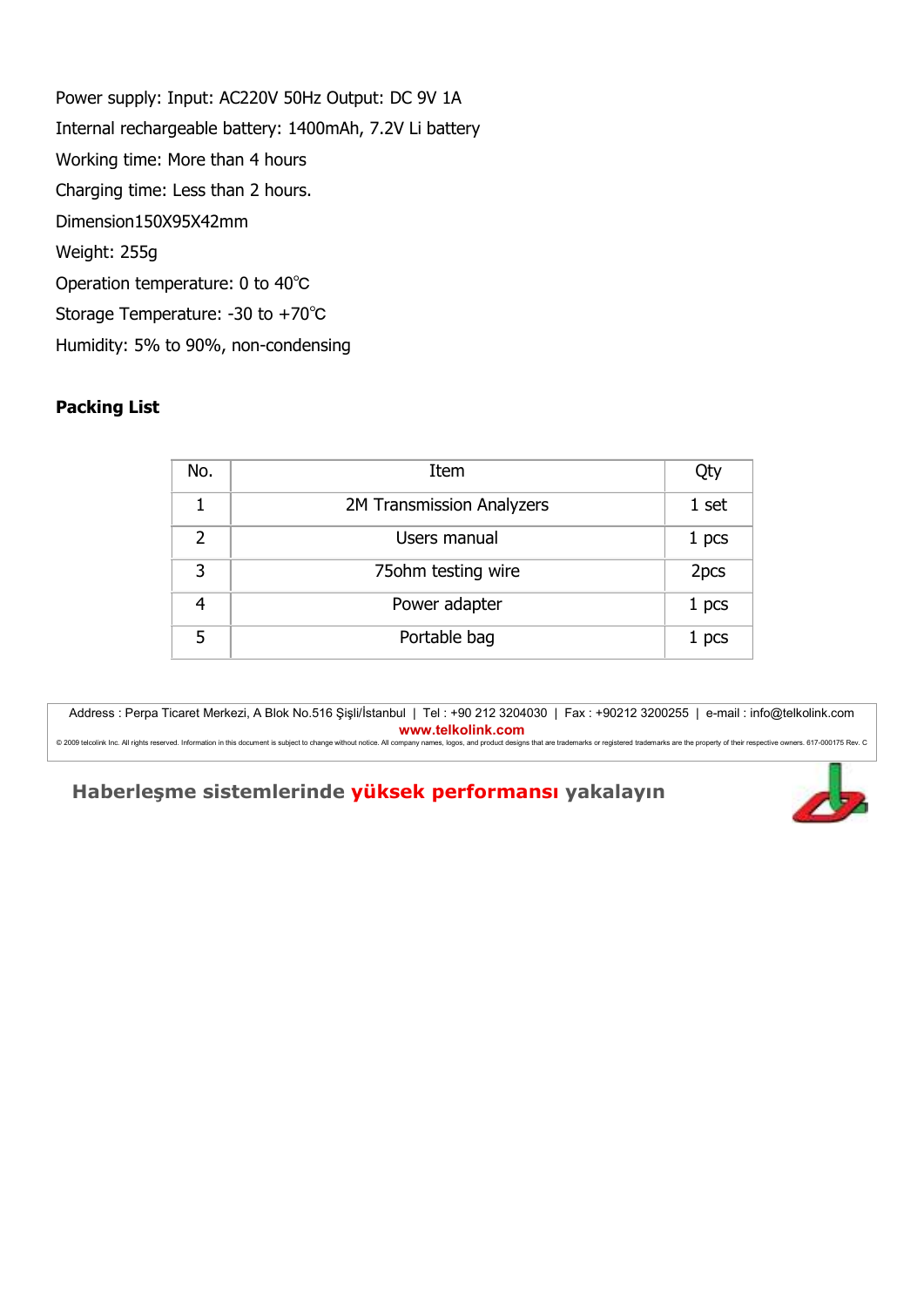Power supply: Input: AC220V 50Hz Output: DC 9V 1A

Internal rechargeable battery: 1400mAh, 7.2V Li battery

Working time: More than 4 hours

Charging time: Less than 2 hours.

Dimension150X95X42mm

Weight: 255g

Operation temperature: 0 to 40℃

Storage Temperature: -30 to +70℃

Humidity: 5% to 90%, non-condensing

**Packing List**

| No. | Item | Qty |
|---|---|---|
| 1 | 2M Transmission Analyzers | 1 set |
| 2 | Users manual | 1 pcs |
| 3 | 75ohm testing wire | 2pcs |
| 4 | Power adapter | 1 pcs |
| 5 | Portable bag | 1 pcs |

Address : Perpa Ticaret Merkezi, A Blok No.516 Şişli/İstanbul | Tel : +90 212 3204030 | Fax : +90212 3200255 | e-mail : info@telkolink.com

**www.telkolink.com**

© 2009 telcolink Inc. All rights reserved. Information in this document is subject to change without notice. All company names, logos, and product designs that are trademarks or registered trademarks are the property of their respective owners. 617-000175 Rev. C

**Haberleşme sistemlerinde yüksek performansı yakalayın**